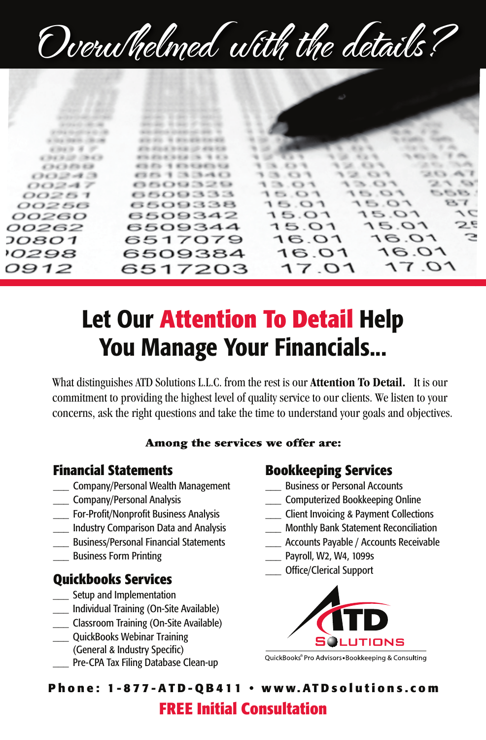# Overwhelmed with the details?

## Let Our Attention To Detail Help You Manage Your Financials...

What distinguishes ATD Solutions L.L.C. from the rest is our **Attention To Detail.** It is our commitment to providing the highest level of quality service to our clients. We listen to your concerns, ask the right questions and take the time to understand your goals and objectives.

**Among the services we offer are:**

### Financial Statements

___ Company/Personal Wealth Management
___ Company/Personal Analysis
___ For-Profit/Nonprofit Business Analysis
___ Industry Comparison Data and Analysis
___ Business/Personal Financial Statements
___ Business Form Printing

### Quickbooks Services

___ Setup and Implementation
___ Individual Training (On-Site Available)
___ Classroom Training (On-Site Available)
___ QuickBooks Webinar Training (General & Industry Specific)
___ Pre-CPA Tax Filing Database Clean-up

### Bookkeeping Services

___ Business or Personal Accounts
___ Computerized Bookkeeping Online
___ Client Invoicing & Payment Collections
___ Monthly Bank Statement Reconciliation
___ Accounts Payable / Accounts Receivable
___ Payroll, W2, W4, 1099s
___ Office/Clerical Support

ATD SOLUTIONS
QuickBooks® Pro Advisors • Bookkeeping & Consulting

**Phone: 1-877-ATD-QB411 • www.ATDsolutions.com**

**FREE Initial Consultation**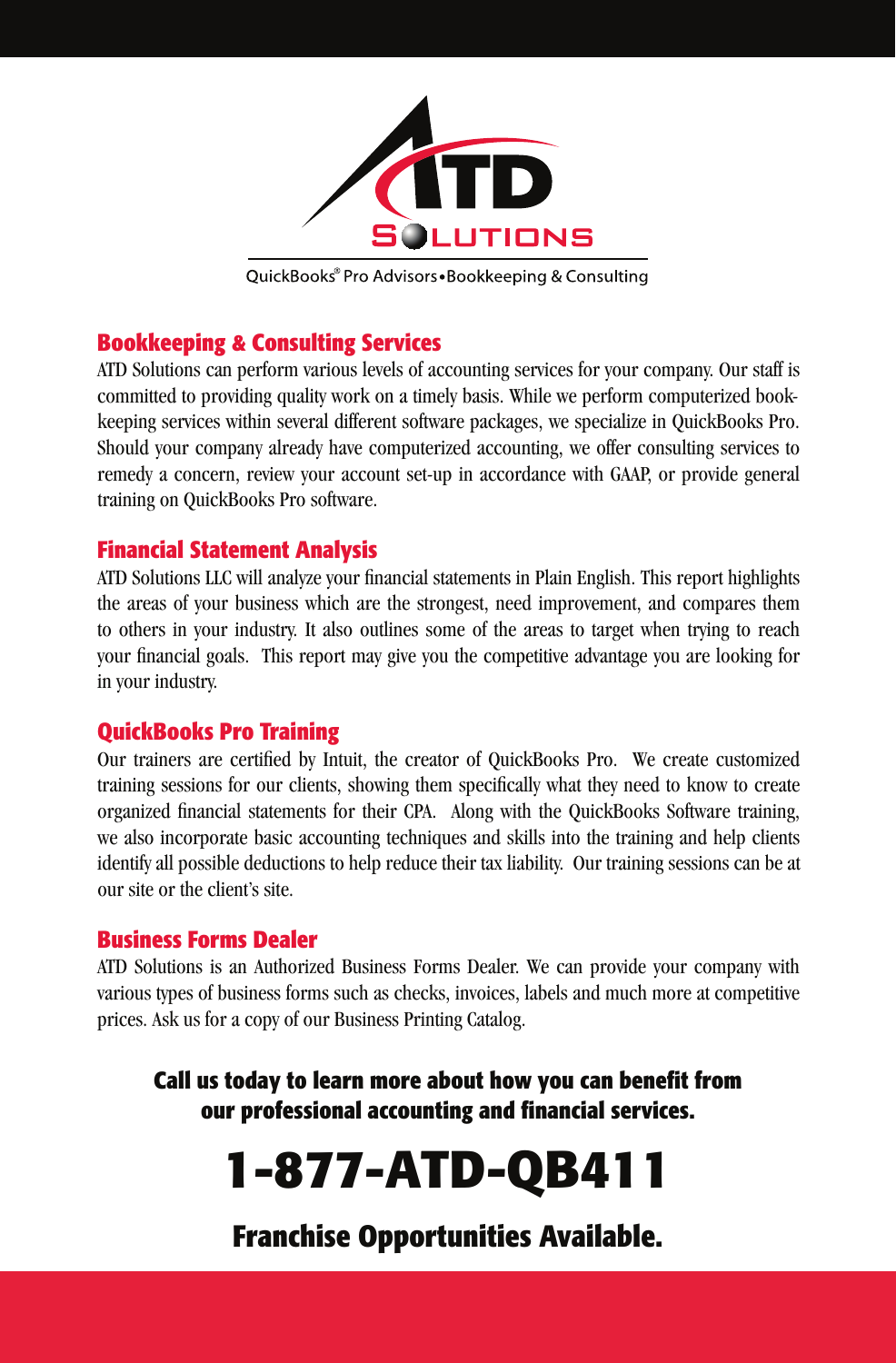ATD SOLUTIONS

QuickBooks® Pro Advisors • Bookkeeping & Consulting

## Bookkeeping & Consulting Services

ATD Solutions can perform various levels of accounting services for your company. Our staff is committed to providing quality work on a timely basis. While we perform computerized bookkeeping services within several different software packages, we specialize in QuickBooks Pro. Should your company already have computerized accounting, we offer consulting services to remedy a concern, review your account set-up in accordance with GAAP, or provide general training on QuickBooks Pro software.

## Financial Statement Analysis

ATD Solutions LLC will analyze your financial statements in Plain English. This report highlights the areas of your business which are the strongest, need improvement, and compares them to others in your industry. It also outlines some of the areas to target when trying to reach your financial goals. This report may give you the competitive advantage you are looking for in your industry.

## QuickBooks Pro Training

Our trainers are certified by Intuit, the creator of QuickBooks Pro. We create customized training sessions for our clients, showing them specifically what they need to know to create organized financial statements for their CPA. Along with the QuickBooks Software training, we also incorporate basic accounting techniques and skills into the training and help clients identify all possible deductions to help reduce their tax liability. Our training sessions can be at our site or the client's site.

## Business Forms Dealer

ATD Solutions is an Authorized Business Forms Dealer. We can provide your company with various types of business forms such as checks, invoices, labels and much more at competitive prices. Ask us for a copy of our Business Printing Catalog.

**Call us today to learn more about how you can benefit from our professional accounting and financial services.**

# 1-877-ATD-QB411

**Franchise Opportunities Available.**